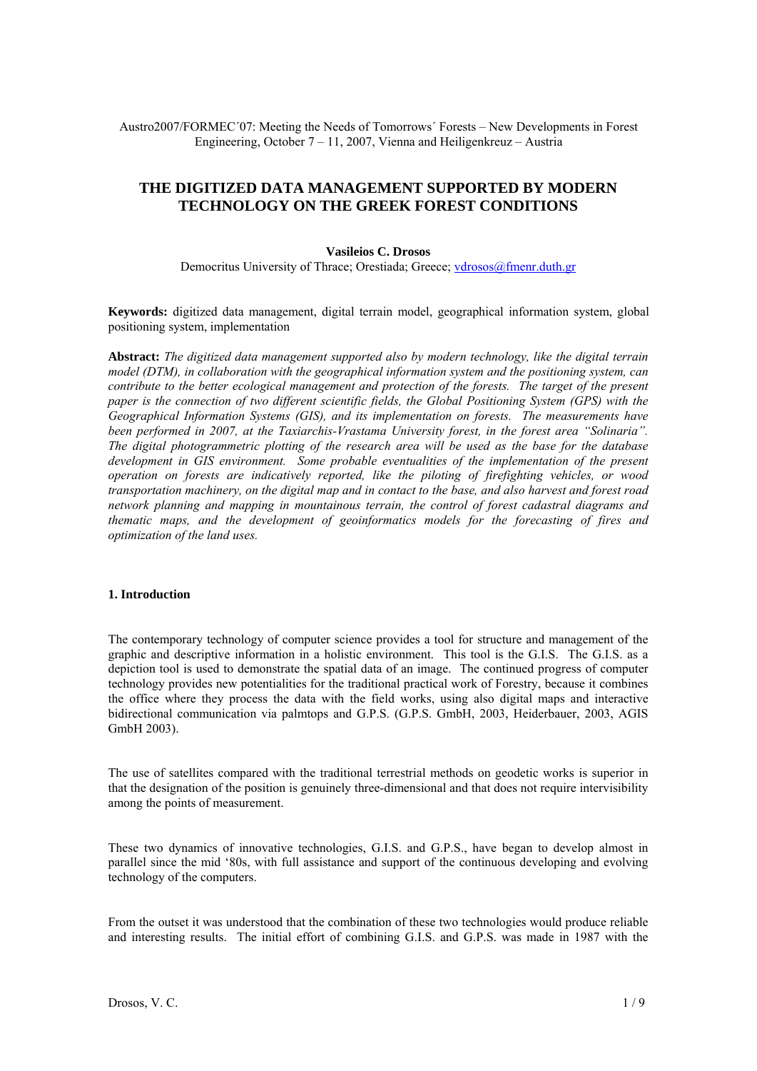Austro2007/FORMEC´07: Meeting the Needs of Tomorrows´ Forests – New Developments in Forest Engineering, October 7 – 11, 2007, Vienna and Heiligenkreuz – Austria

# THE DIGITIZED DATA MANAGEMENT SUPPORTED BY MODERN TECHNOLOGY ON THE GREEK FOREST CONDITIONS

**Vasileios C. Drosos**

Democritus University of Thrace; Orestiada; Greece; vdrosos@fmenr.duth.gr

**Keywords:** digitized data management, digital terrain model, geographical information system, global positioning system, implementation

**Abstract:** *The digitized data management supported also by modern technology, like the digital terrain model (DTM), in collaboration with the geographical information system and the positioning system, can contribute to the better ecological management and protection of the forests. The target of the present paper is the connection of two different scientific fields, the Global Positioning System (GPS) with the Geographical Information Systems (GIS), and its implementation on forests. The measurements have been performed in 2007, at the Taxiarchis-Vrastama University forest, in the forest area "Solinaria". The digital photogrammetric plotting of the research area will be used as the base for the database development in GIS environment. Some probable eventualities of the implementation of the present operation on forests are indicatively reported, like the piloting of firefighting vehicles, or wood transportation machinery, on the digital map and in contact to the base, and also harvest and forest road network planning and mapping in mountainous terrain, the control of forest cadastral diagrams and thematic maps, and the development of geoinformatics models for the forecasting of fires and optimization of the land uses.*

## 1. Introduction

The contemporary technology of computer science provides a tool for structure and management of the graphic and descriptive information in a holistic environment. This tool is the G.I.S. The G.I.S. as a depiction tool is used to demonstrate the spatial data of an image. The continued progress of computer technology provides new potentialities for the traditional practical work of Forestry, because it combines the office where they process the data with the field works, using also digital maps and interactive bidirectional communication via palmtops and G.P.S. (G.P.S. GmbH, 2003, Heiderbauer, 2003, AGIS GmbH 2003).

The use of satellites compared with the traditional terrestrial methods on geodetic works is superior in that the designation of the position is genuinely three-dimensional and that does not require intervisibility among the points of measurement.

These two dynamics of innovative technologies, G.I.S. and G.P.S., have began to develop almost in parallel since the mid '80s, with full assistance and support of the continuous developing and evolving technology of the computers.

From the outset it was understood that the combination of these two technologies would produce reliable and interesting results. The initial effort of combining G.I.S. and G.P.S. was made in 1987 with the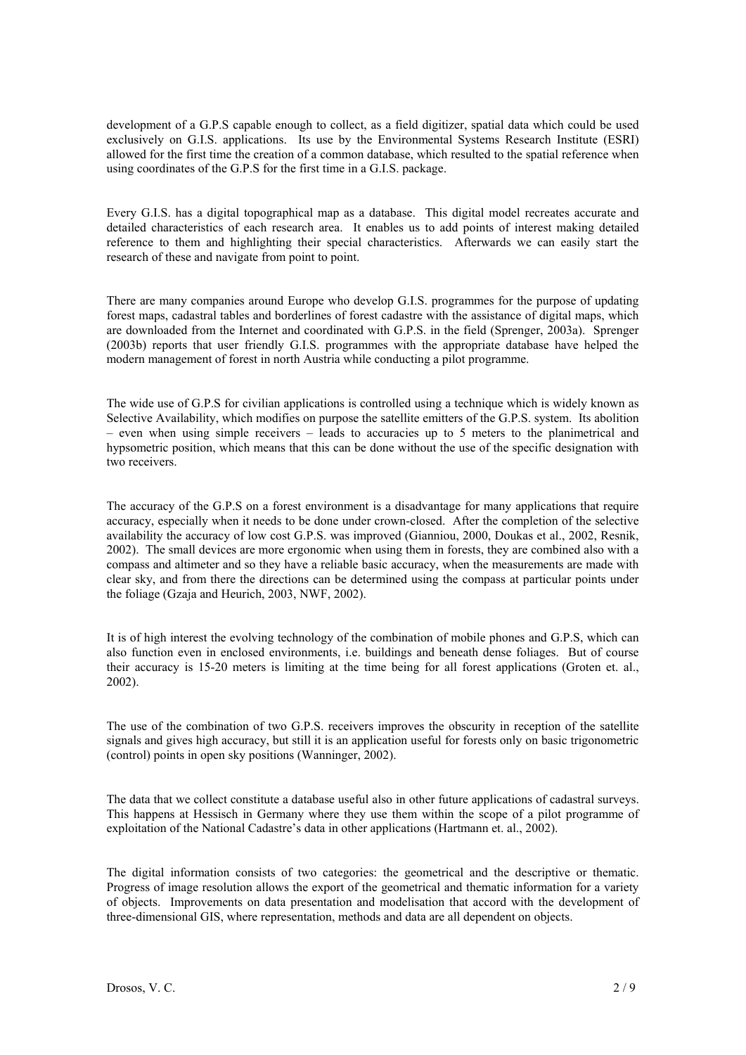development of a G.P.S capable enough to collect, as a field digitizer, spatial data which could be used exclusively on G.I.S. applications. Its use by the Environmental Systems Research Institute (ESRI) allowed for the first time the creation of a common database, which resulted to the spatial reference when using coordinates of the G.P.S for the first time in a G.I.S. package.

Every G.I.S. has a digital topographical map as a database. This digital model recreates accurate and detailed characteristics of each research area. It enables us to add points of interest making detailed reference to them and highlighting their special characteristics. Afterwards we can easily start the research of these and navigate from point to point.

There are many companies around Europe who develop G.I.S. programmes for the purpose of updating forest maps, cadastral tables and borderlines of forest cadastre with the assistance of digital maps, which are downloaded from the Internet and coordinated with G.P.S. in the field (Sprenger, 2003a). Sprenger (2003b) reports that user friendly G.I.S. programmes with the appropriate database have helped the modern management of forest in north Austria while conducting a pilot programme.

The wide use of G.P.S for civilian applications is controlled using a technique which is widely known as Selective Availability, which modifies on purpose the satellite emitters of the G.P.S. system. Its abolition – even when using simple receivers – leads to accuracies up to 5 meters to the planimetrical and hypsometric position, which means that this can be done without the use of the specific designation with two receivers.

The accuracy of the G.P.S on a forest environment is a disadvantage for many applications that require accuracy, especially when it needs to be done under crown-closed. After the completion of the selective availability the accuracy of low cost G.P.S. was improved (Gianniou, 2000, Doukas et al., 2002, Resnik, 2002). The small devices are more ergonomic when using them in forests, they are combined also with a compass and altimeter and so they have a reliable basic accuracy, when the measurements are made with clear sky, and from there the directions can be determined using the compass at particular points under the foliage (Gzaja and Heurich, 2003, NWF, 2002).

It is of high interest the evolving technology of the combination of mobile phones and G.P.S, which can also function even in enclosed environments, i.e. buildings and beneath dense foliages. But of course their accuracy is 15-20 meters is limiting at the time being for all forest applications (Groten et. al., 2002).

The use of the combination of two G.P.S. receivers improves the obscurity in reception of the satellite signals and gives high accuracy, but still it is an application useful for forests only on basic trigonometric (control) points in open sky positions (Wanninger, 2002).

The data that we collect constitute a database useful also in other future applications of cadastral surveys. This happens at Hessisch in Germany where they use them within the scope of a pilot programme of exploitation of the National Cadastre's data in other applications (Hartmann et. al., 2002).

The digital information consists of two categories: the geometrical and the descriptive or thematic. Progress of image resolution allows the export of the geometrical and thematic information for a variety of objects. Improvements on data presentation and modelisation that accord with the development of three-dimensional GIS, where representation, methods and data are all dependent on objects.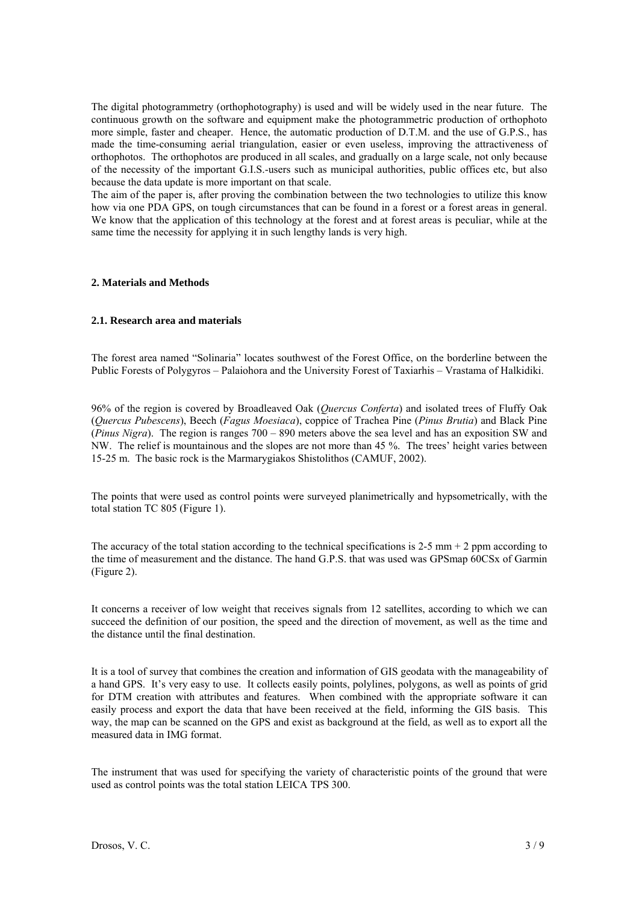The digital photogrammetry (orthophotography) is used and will be widely used in the near future. The continuous growth on the software and equipment make the photogrammetric production of orthophoto more simple, faster and cheaper. Hence, the automatic production of D.T.M. and the use of G.P.S., has made the time-consuming aerial triangulation, easier or even useless, improving the attractiveness of orthophotos. The orthophotos are produced in all scales, and gradually on a large scale, not only because of the necessity of the important G.I.S.-users such as municipal authorities, public offices etc, but also because the data update is more important on that scale.

The aim of the paper is, after proving the combination between the two technologies to utilize this know how via one PDA GPS, on tough circumstances that can be found in a forest or a forest areas in general. We know that the application of this technology at the forest and at forest areas is peculiar, while at the same time the necessity for applying it in such lengthy lands is very high.

## 2. Materials and Methods

### 2.1. Research area and materials

The forest area named "Solinaria" locates southwest of the Forest Office, on the borderline between the Public Forests of Polygyros – Palaiohora and the University Forest of Taxiarhis – Vrastama of Halkidiki.

96% of the region is covered by Broadleaved Oak (*Quercus Conferta*) and isolated trees of Fluffy Oak (*Quercus Pubescens*), Beech (*Fagus Moesiaca*), coppice of Trachea Pine (*Pinus Brutia*) and Black Pine (*Pinus Nigra*). The region is ranges 700 – 890 meters above the sea level and has an exposition SW and NW. The relief is mountainous and the slopes are not more than 45 %. The trees' height varies between 15-25 m. The basic rock is the Marmarygiakos Shistolithos (CAMUF, 2002).

The points that were used as control points were surveyed planimetrically and hypsometrically, with the total station TC 805 (Figure 1).

The accuracy of the total station according to the technical specifications is 2-5 mm + 2 ppm according to the time of measurement and the distance. The hand G.P.S. that was used was GPSmap 60CSx of Garmin (Figure 2).

It concerns a receiver of low weight that receives signals from 12 satellites, according to which we can succeed the definition of our position, the speed and the direction of movement, as well as the time and the distance until the final destination.

It is a tool of survey that combines the creation and information of GIS geodata with the manageability of a hand GPS. It's very easy to use. It collects easily points, polylines, polygons, as well as points of grid for DTM creation with attributes and features. When combined with the appropriate software it can easily process and export the data that have been received at the field, informing the GIS basis. This way, the map can be scanned on the GPS and exist as background at the field, as well as to export all the measured data in IMG format.

The instrument that was used for specifying the variety of characteristic points of the ground that were used as control points was the total station LEICA TPS 300.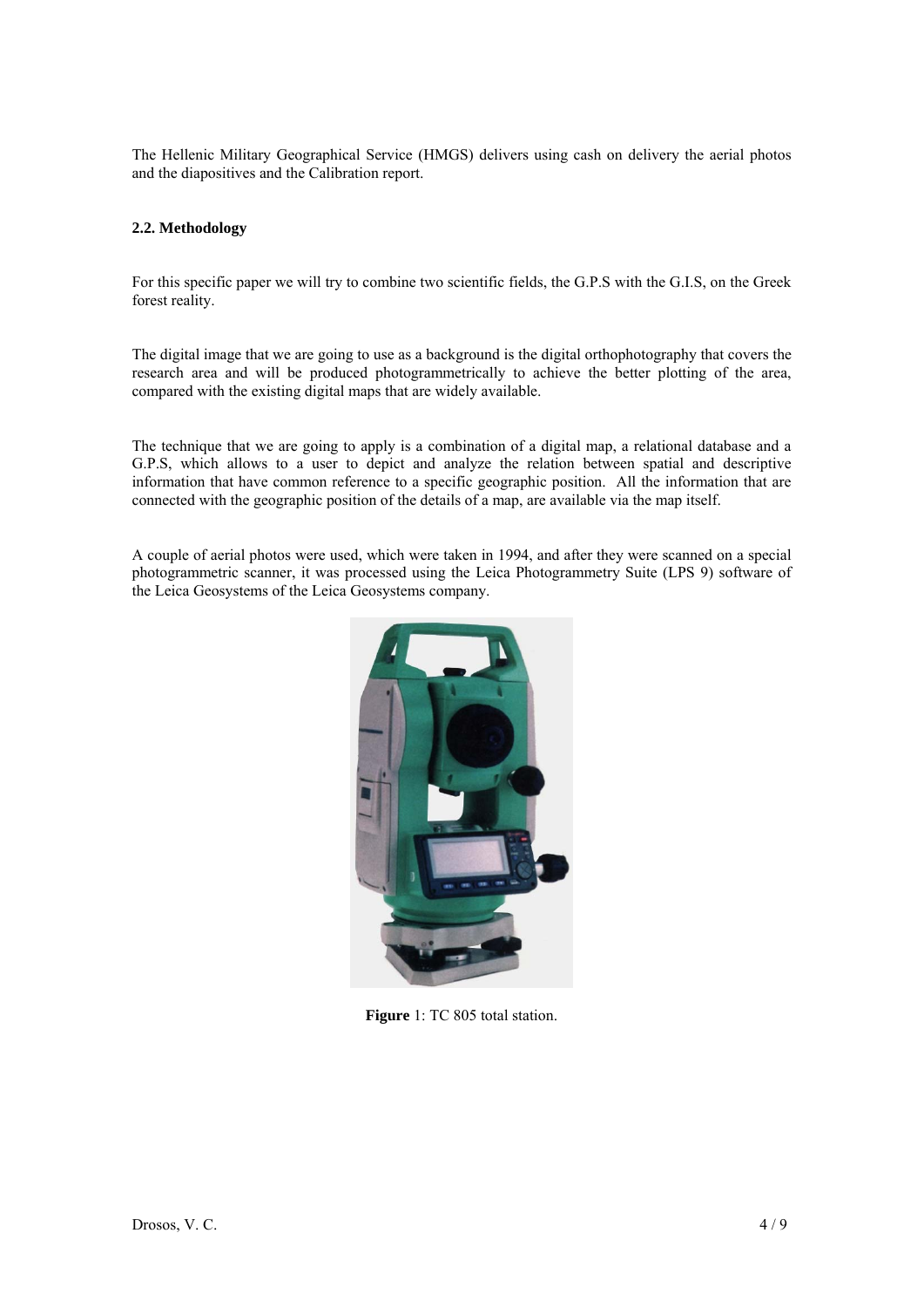The Hellenic Military Geographical Service (HMGS) delivers using cash on delivery the aerial photos and the diapositives and the Calibration report.

### 2.2. Methodology

For this specific paper we will try to combine two scientific fields, the G.P.S with the G.I.S, on the Greek forest reality.

The digital image that we are going to use as a background is the digital orthophotography that covers the research area and will be produced photogrammetrically to achieve the better plotting of the area, compared with the existing digital maps that are widely available.

The technique that we are going to apply is a combination of a digital map, a relational database and a G.P.S, which allows to a user to depict and analyze the relation between spatial and descriptive information that have common reference to a specific geographic position. All the information that are connected with the geographic position of the details of a map, are available via the map itself.

A couple of aerial photos were used, which were taken in 1994, and after they were scanned on a special photogrammetric scanner, it was processed using the Leica Photogrammetry Suite (LPS 9) software of the Leica Geosystems of the Leica Geosystems company.

**Figure** 1: TC 805 total station.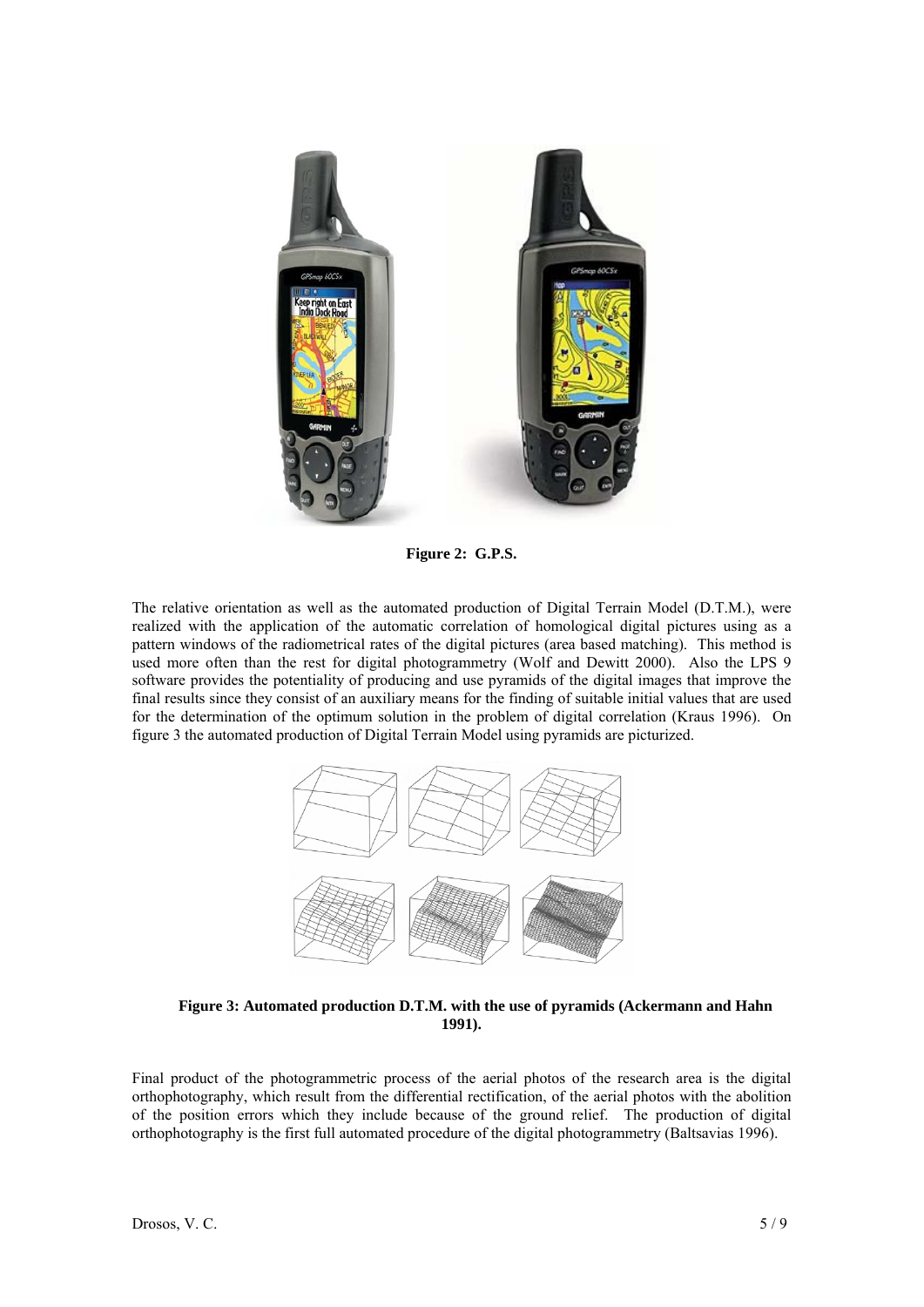**Figure 2: G.P.S.**

The relative orientation as well as the automated production of Digital Terrain Model (D.T.M.), were realized with the application of the automatic correlation of homological digital pictures using as a pattern windows of the radiometrical rates of the digital pictures (area based matching). This method is used more often than the rest for digital photogrammetry (Wolf and Dewitt 2000). Also the LPS 9 software provides the potentiality of producing and use pyramids of the digital images that improve the final results since they consist of an auxiliary means for the finding of suitable initial values that are used for the determination of the optimum solution in the problem of digital correlation (Kraus 1996). On figure 3 the automated production of Digital Terrain Model using pyramids are picturized.

**Figure 3: Automated production D.T.M. with the use of pyramids (Ackermann and Hahn 1991).**

Final product of the photogrammetric process of the aerial photos of the research area is the digital orthophotography, which result from the differential rectification, of the aerial photos with the abolition of the position errors which they include because of the ground relief. The production of digital orthophotography is the first full automated procedure of the digital photogrammetry (Baltsavias 1996).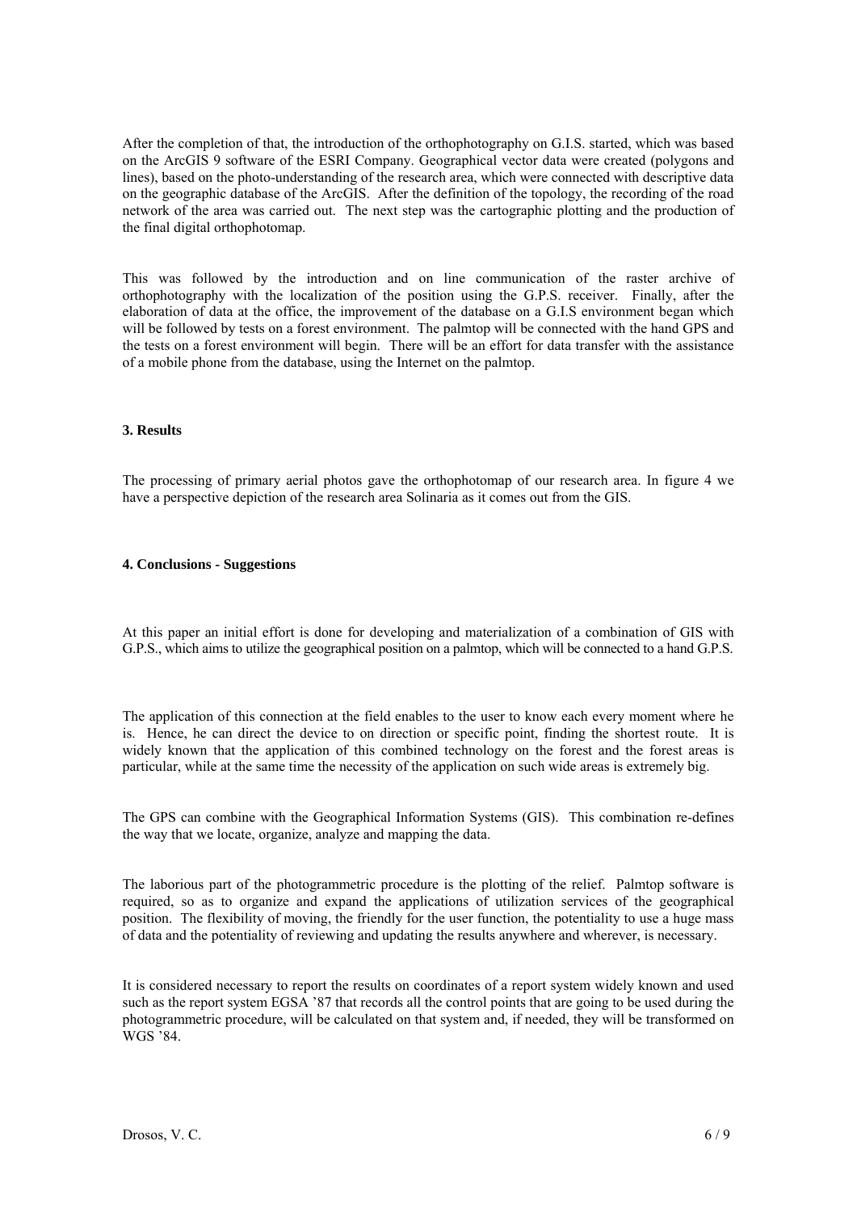After the completion of that, the introduction of the orthophotography on G.I.S. started, which was based on the ArcGIS 9 software of the ESRI Company. Geographical vector data were created (polygons and lines), based on the photo-understanding of the research area, which were connected with descriptive data on the geographic database of the ArcGIS. After the definition of the topology, the recording of the road network of the area was carried out. The next step was the cartographic plotting and the production of the final digital orthophotomap.

This was followed by the introduction and on line communication of the raster archive of orthophotography with the localization of the position using the G.P.S. receiver. Finally, after the elaboration of data at the office, the improvement of the database on a G.I.S environment began which will be followed by tests on a forest environment. The palmtop will be connected with the hand GPS and the tests on a forest environment will begin. There will be an effort for data transfer with the assistance of a mobile phone from the database, using the Internet on the palmtop.

### 3. Results

The processing of primary aerial photos gave the orthophotomap of our research area. In figure 4 we have a perspective depiction of the research area Solinaria as it comes out from the GIS.

### 4. Conclusions - Suggestions

At this paper an initial effort is done for developing and materialization of a combination of GIS with G.P.S., which aims to utilize the geographical position on a palmtop, which will be connected to a hand G.P.S.

The application of this connection at the field enables to the user to know each every moment where he is. Hence, he can direct the device to on direction or specific point, finding the shortest route. It is widely known that the application of this combined technology on the forest and the forest areas is particular, while at the same time the necessity of the application on such wide areas is extremely big.

The GPS can combine with the Geographical Information Systems (GIS). This combination re-defines the way that we locate, organize, analyze and mapping the data.

The laborious part of the photogrammetric procedure is the plotting of the relief. Palmtop software is required, so as to organize and expand the applications of utilization services of the geographical position. The flexibility of moving, the friendly for the user function, the potentiality to use a huge mass of data and the potentiality of reviewing and updating the results anywhere and wherever, is necessary.

It is considered necessary to report the results on coordinates of a report system widely known and used such as the report system EGSA '87 that records all the control points that are going to be used during the photogrammetric procedure, will be calculated on that system and, if needed, they will be transformed on WGS '84.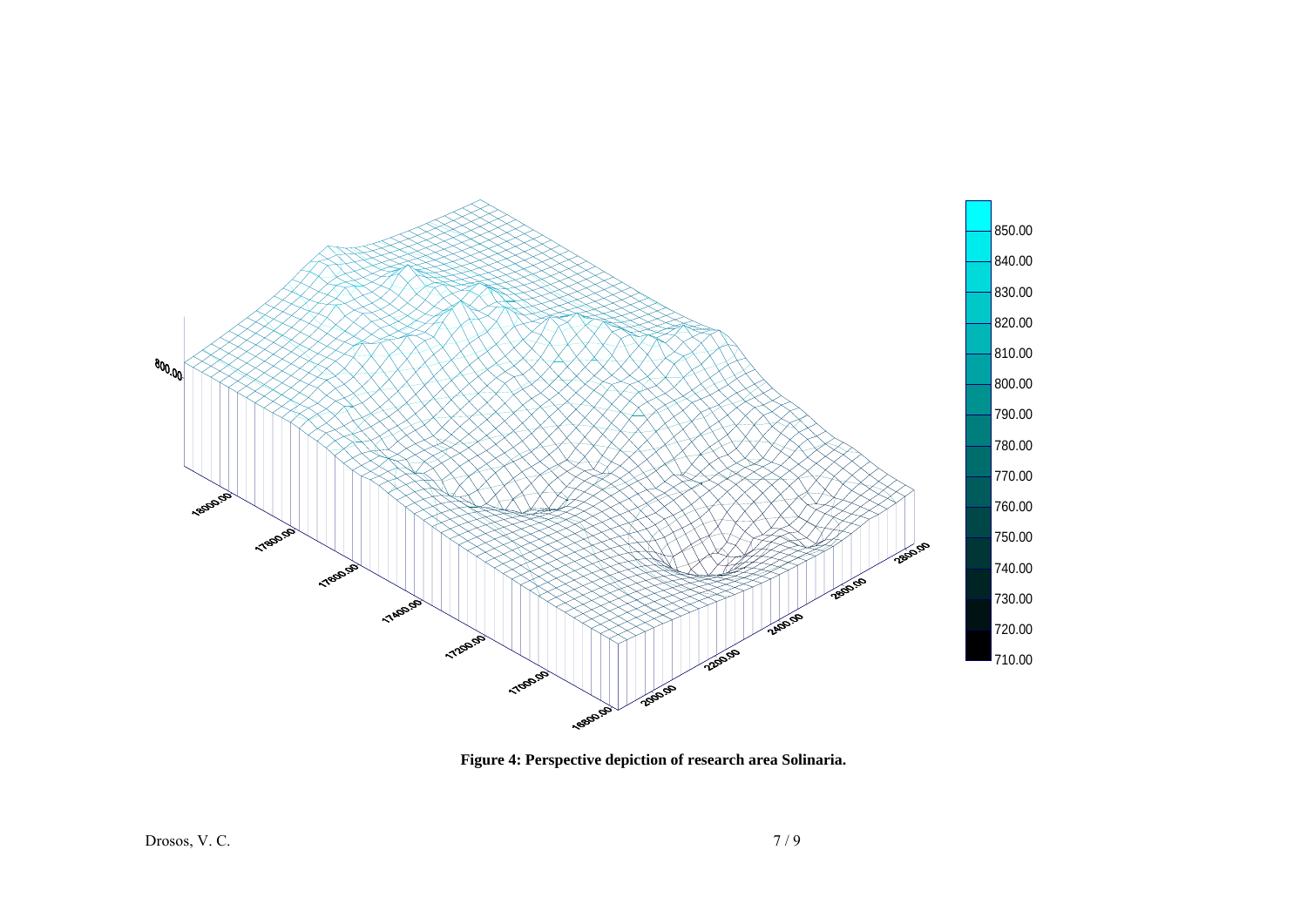**Figure 4: Perspective depiction of research area Solinaria.**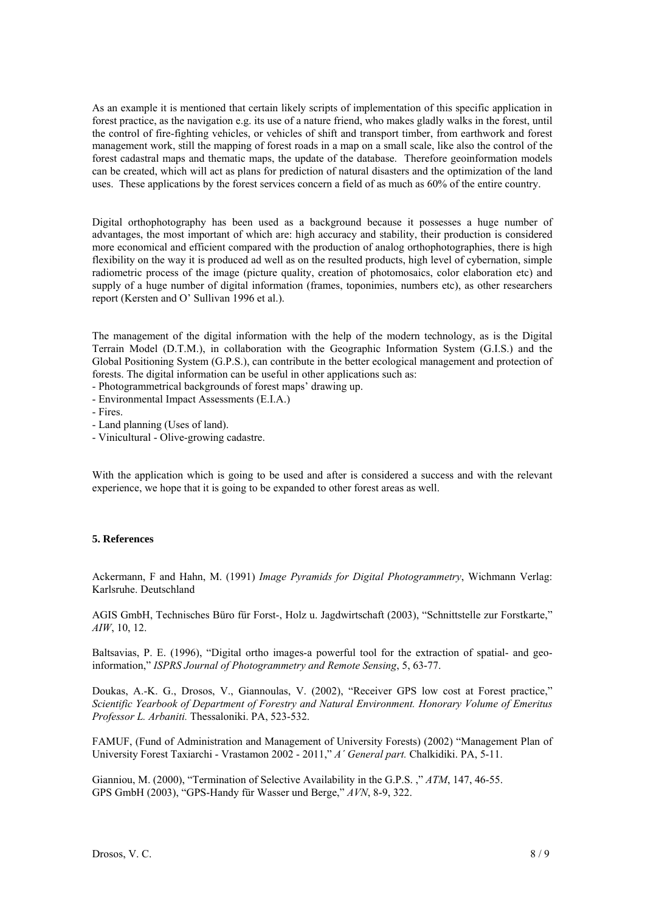As an example it is mentioned that certain likely scripts of implementation of this specific application in forest practice, as the navigation e.g. its use of a nature friend, who makes gladly walks in the forest, until the control of fire-fighting vehicles, or vehicles of shift and transport timber, from earthwork and forest management work, still the mapping of forest roads in a map on a small scale, like also the control of the forest cadastral maps and thematic maps, the update of the database. Therefore geoinformation models can be created, which will act as plans for prediction of natural disasters and the optimization of the land uses. These applications by the forest services concern a field of as much as 60% of the entire country.

Digital orthophotography has been used as a background because it possesses a huge number of advantages, the most important of which are: high accuracy and stability, their production is considered more economical and efficient compared with the production of analog orthophotographies, there is high flexibility on the way it is produced ad well as on the resulted products, high level of cybernation, simple radiometric process of the image (picture quality, creation of photomosaics, color elaboration etc) and supply of a huge number of digital information (frames, toponimies, numbers etc), as other researchers report (Kersten and O' Sullivan 1996 et al.).

The management of the digital information with the help of the modern technology, as is the Digital Terrain Model (D.T.M.), in collaboration with the Geographic Information System (G.I.S.) and the Global Positioning System (G.P.S.), can contribute in the better ecological management and protection of forests. The digital information can be useful in other applications such as:

- Photogrammetrical backgrounds of forest maps' drawing up.
- Environmental Impact Assessments (E.I.A.)
- Fires.
- Land planning (Uses of land).
- Vinicultural - Olive-growing cadastre.

With the application which is going to be used and after is considered a success and with the relevant experience, we hope that it is going to be expanded to other forest areas as well.

## 5. References

Ackermann, F and Hahn, M. (1991) *Image Pyramids for Digital Photogrammetry*, Wichmann Verlag: Karlsruhe. Deutschland

AGIS GmbH, Technisches Büro für Forst-, Holz u. Jagdwirtschaft (2003), "Schnittstelle zur Forstkarte," *AIW*, 10, 12.

Baltsavias, P. E. (1996), "Digital ortho images-a powerful tool for the extraction of spatial- and geo-information," *ISPRS Journal of Photogrammetry and Remote Sensing*, 5, 63-77.

Doukas, A.-K. G., Drosos, V., Giannoulas, V. (2002), "Receiver GPS low cost at Forest practice," *Scientific Yearbook of Department of Forestry and Natural Environment. Honorary Volume of Emeritus Professor L. Arbaniti.* Thessaloniki. PA, 523-532.

FAMUF, (Fund of Administration and Management of University Forests) (2002) "Management Plan of University Forest Taxiarchi - Vrastamon 2002 - 2011," *A΄ General part.* Chalkidiki. PA, 5-11.

Gianniou, M. (2000), "Termination of Selective Availability in the G.P.S. ," *ATM*, 147, 46-55.

GPS GmbH (2003), "GPS-Handy für Wasser und Berge," *AVN*, 8-9, 322.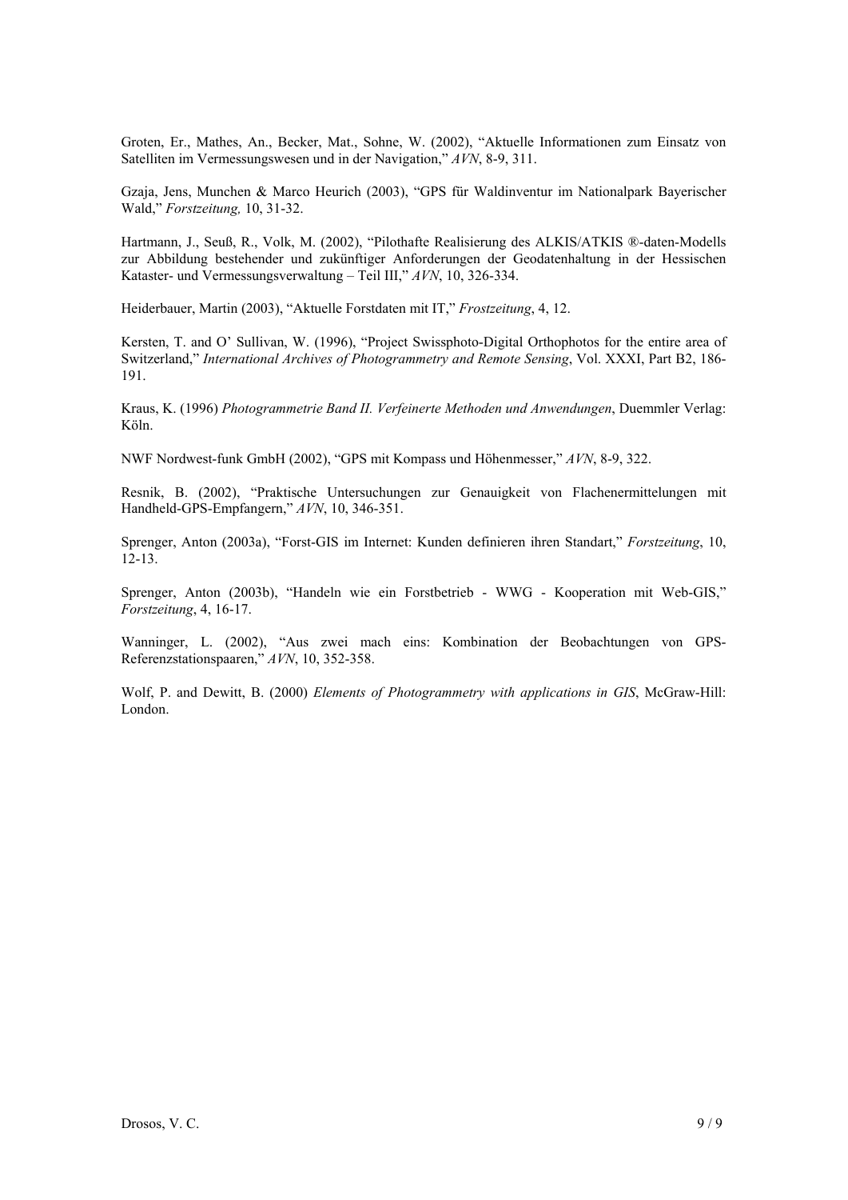Groten, Er., Mathes, An., Becker, Mat., Sohne, W. (2002), “Aktuelle Informationen zum Einsatz von Satelliten im Vermessungswesen und in der Navigation,” *AVN*, 8-9, 311.

Gzaja, Jens, Munchen & Marco Heurich (2003), “GPS für Waldinventur im Nationalpark Bayerischer Wald,” *Forstzeitung,* 10, 31-32.

Hartmann, J., Seuß, R., Volk, M. (2002), “Pilothafte Realisierung des ALKIS/ATKIS ®-daten-Modells zur Abbildung bestehender und zukünftiger Anforderungen der Geodatenhaltung in der Hessischen Kataster- und Vermessungsverwaltung – Teil III,” *AVN*, 10, 326-334.

Heiderbauer, Martin (2003), “Aktuelle Forstdaten mit IT,” *Frostzeitung*, 4, 12.

Kersten, T. and O’ Sullivan, W. (1996), “Project Swissphoto-Digital Orthophotos for the entire area of Switzerland,” *International Archives of Photogrammetry and Remote Sensing*, Vol. XXXI, Part B2, 186-191.

Kraus, K. (1996) *Photogrammetrie Band II. Verfeinerte Methoden und Anwendungen*, Duemmler Verlag: Köln.

NWF Nordwest-funk GmbH (2002), “GPS mit Kompass und Höhenmesser,” *AVN*, 8-9, 322.

Resnik, B. (2002), “Praktische Untersuchungen zur Genauigkeit von Flachenermittelungen mit Handheld-GPS-Empfangern,” *AVN*, 10, 346-351.

Sprenger, Anton (2003a), “Forst-GIS im Internet: Kunden definieren ihren Standart,” *Forstzeitung*, 10, 12-13.

Sprenger, Anton (2003b), “Handeln wie ein Forstbetrieb - WWG - Kooperation mit Web-GIS,” *Forstzeitung*, 4, 16-17.

Wanninger, L. (2002), “Aus zwei mach eins: Kombination der Beobachtungen von GPS-Referenzstationspaaren,” *AVN*, 10, 352-358.

Wolf, P. and Dewitt, B. (2000) *Elements of Photogrammetry with applications in GIS*, McGraw-Hill: London.